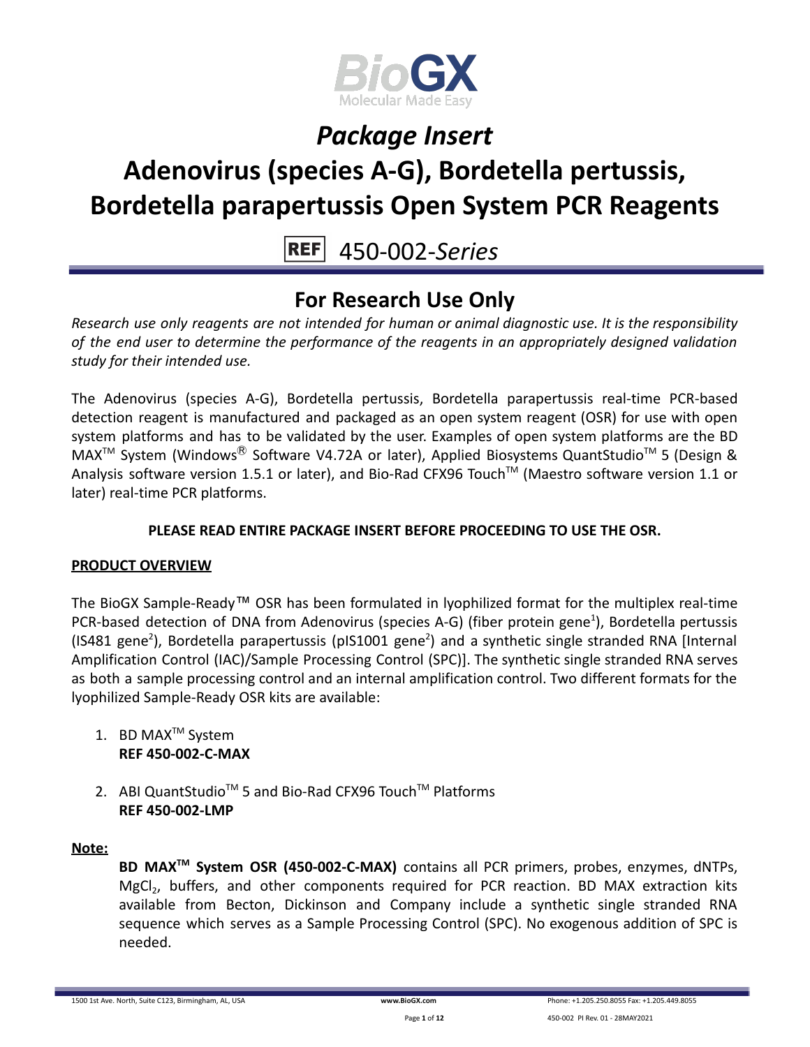# *Package Insert*

# Adenovirus (species A-G), Bordetella pertussis, Bordetella parapertussis Open System PCR Reagents

REF 450-002-*Series*

## For Research Use Only

*Research use only reagents are not intended for human or animal diagnostic use. It is the responsibility of the end user to determine the performance of the reagents in an appropriately designed validation study for their intended use.*

The Adenovirus (species A-G), Bordetella pertussis, Bordetella parapertussis real-time PCR-based detection reagent is manufactured and packaged as an open system reagent (OSR) for use with open system platforms and has to be validated by the user. Examples of open system platforms are the BD MAX™ System (Windows® Software V4.72A or later), Applied Biosystems QuantStudio™ 5 (Design & Analysis software version 1.5.1 or later), and Bio-Rad CFX96 Touch™ (Maestro software version 1.1 or later) real-time PCR platforms.

**PLEASE READ ENTIRE PACKAGE INSERT BEFORE PROCEEDING TO USE THE OSR.**

**PRODUCT OVERVIEW**

The BioGX Sample-Ready™ OSR has been formulated in lyophilized format for the multiplex real-time PCR-based detection of DNA from Adenovirus (species A-G) (fiber protein gene[1]), Bordetella pertussis (IS481 gene[2]), Bordetella parapertussis (pIS1001 gene[2]) and a synthetic single stranded RNA [Internal Amplification Control (IAC)/Sample Processing Control (SPC)]. The synthetic single stranded RNA serves as both a sample processing control and an internal amplification control. Two different formats for the lyophilized Sample-Ready OSR kits are available:

1. BD MAX™ System
   **REF 450-002-C-MAX**

2. ABI QuantStudio™ 5 and Bio-Rad CFX96 Touch™ Platforms
   **REF 450-002-LMP**

**Note:**

**BD MAX™ System OSR (450-002-C-MAX)** contains all PCR primers, probes, enzymes, dNTPs, $MgCl_2$, buffers, and other components required for PCR reaction. BD MAX extraction kits available from Becton, Dickinson and Company include a synthetic single stranded RNA sequence which serves as a Sample Processing Control (SPC). No exogenous addition of SPC is needed.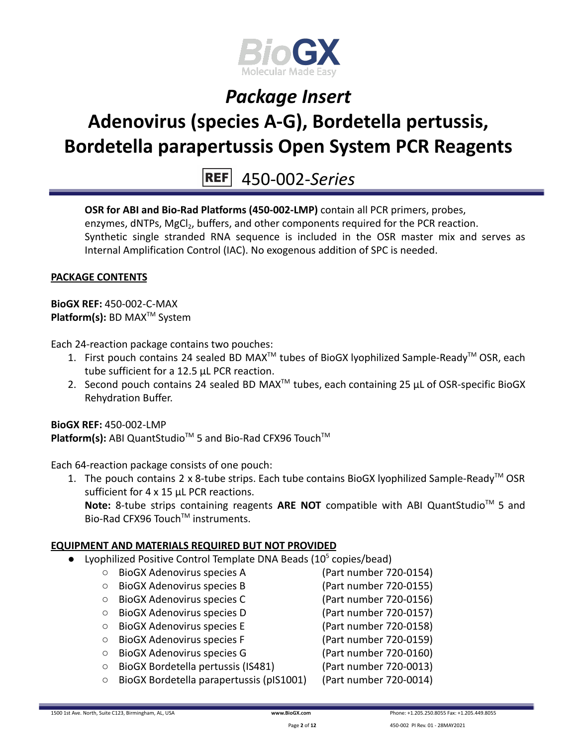# *Package Insert*

# Adenovirus (species A-G), Bordetella pertussis, Bordetella parapertussis Open System PCR Reagents

**REF** 450-002-*Series*

**OSR for ABI and Bio-Rad Platforms (450-002-LMP)** contain all PCR primers, probes, enzymes, dNTPs, $MgCl_2$, buffers, and other components required for the PCR reaction. Synthetic single stranded RNA sequence is included in the OSR master mix and serves as Internal Amplification Control (IAC). No exogenous addition of SPC is needed.

## PACKAGE CONTENTS

**BioGX REF:** 450-002-C-MAX
**Platform(s):** BD MAX™ System

Each 24-reaction package contains two pouches:

1. First pouch contains 24 sealed BD MAX™ tubes of BioGX lyophilized Sample-Ready™ OSR, each tube sufficient for a 12.5 µL PCR reaction.
2. Second pouch contains 24 sealed BD MAX™ tubes, each containing 25 µL of OSR-specific BioGX Rehydration Buffer.

**BioGX REF:** 450-002-LMP
**Platform(s):** ABI QuantStudio™ 5 and Bio-Rad CFX96 Touch™

Each 64-reaction package consists of one pouch:

1. The pouch contains 2 x 8-tube strips. Each tube contains BioGX lyophilized Sample-Ready™ OSR sufficient for 4 x 15 µL PCR reactions.
   **Note:** 8-tube strips containing reagents **ARE NOT** compatible with ABI QuantStudio™ 5 and Bio-Rad CFX96 Touch™ instruments.

## EQUIPMENT AND MATERIALS REQUIRED BUT NOT PROVIDED

- Lyophilized Positive Control Template DNA Beads ($10^5$ copies/bead)
  - BioGX Adenovirus species A (Part number 720-0154)
  - BioGX Adenovirus species B (Part number 720-0155)
  - BioGX Adenovirus species C (Part number 720-0156)
  - BioGX Adenovirus species D (Part number 720-0157)
  - BioGX Adenovirus species E (Part number 720-0158)
  - BioGX Adenovirus species F (Part number 720-0159)
  - BioGX Adenovirus species G (Part number 720-0160)
  - BioGX Bordetella pertussis (IS481) (Part number 720-0013)
  - BioGX Bordetella parapertussis (pIS1001) (Part number 720-0014)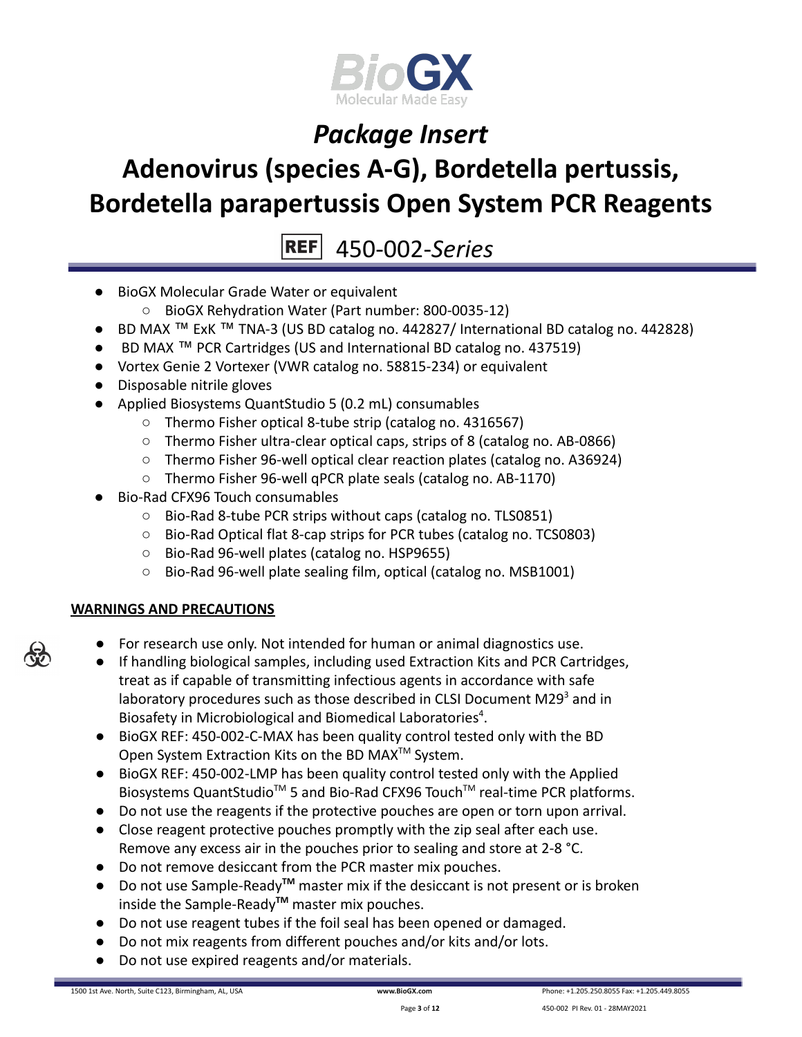# *Package Insert*

# Adenovirus (species A-G), Bordetella pertussis, Bordetella parapertussis Open System PCR Reagents

REF 450-002-*Series*

- BioGX Molecular Grade Water or equivalent
    - BioGX Rehydration Water (Part number: 800-0035-12)
- BD MAX ™ ExK ™ TNA-3 (US BD catalog no. 442827/ International BD catalog no. 442828)
- BD MAX ™ PCR Cartridges (US and International BD catalog no. 437519)
- Vortex Genie 2 Vortexer (VWR catalog no. 58815-234) or equivalent
- Disposable nitrile gloves
- Applied Biosystems QuantStudio 5 (0.2 mL) consumables
    - Thermo Fisher optical 8-tube strip (catalog no. 4316567)
    - Thermo Fisher ultra-clear optical caps, strips of 8 (catalog no. AB-0866)
    - Thermo Fisher 96-well optical clear reaction plates (catalog no. A36924)
    - Thermo Fisher 96-well qPCR plate seals (catalog no. AB-1170)
- Bio-Rad CFX96 Touch consumables
    - Bio-Rad 8-tube PCR strips without caps (catalog no. TLS0851)
    - Bio-Rad Optical flat 8-cap strips for PCR tubes (catalog no. TCS0803)
    - Bio-Rad 96-well plates (catalog no. HSP9655)
    - Bio-Rad 96-well plate sealing film, optical (catalog no. MSB1001)

## WARNINGS AND PRECAUTIONS

- For research use only. Not intended for human or animal diagnostics use.
- If handling biological samples, including used Extraction Kits and PCR Cartridges, treat as if capable of transmitting infectious agents in accordance with safe laboratory procedures such as those described in CLSI Document M29[3] and in Biosafety in Microbiological and Biomedical Laboratories[4].
- BioGX REF: 450-002-C-MAX has been quality control tested only with the BD Open System Extraction Kits on the BD MAX™ System.
- BioGX REF: 450-002-LMP has been quality control tested only with the Applied Biosystems QuantStudio™ 5 and Bio-Rad CFX96 Touch™ real-time PCR platforms.
- Do not use the reagents if the protective pouches are open or torn upon arrival.
- Close reagent protective pouches promptly with the zip seal after each use. Remove any excess air in the pouches prior to sealing and store at 2-8 °C.
- Do not remove desiccant from the PCR master mix pouches.
- Do not use Sample-Ready™ master mix if the desiccant is not present or is broken inside the Sample-Ready™ master mix pouches.
- Do not use reagent tubes if the foil seal has been opened or damaged.
- Do not mix reagents from different pouches and/or kits and/or lots.
- Do not use expired reagents and/or materials.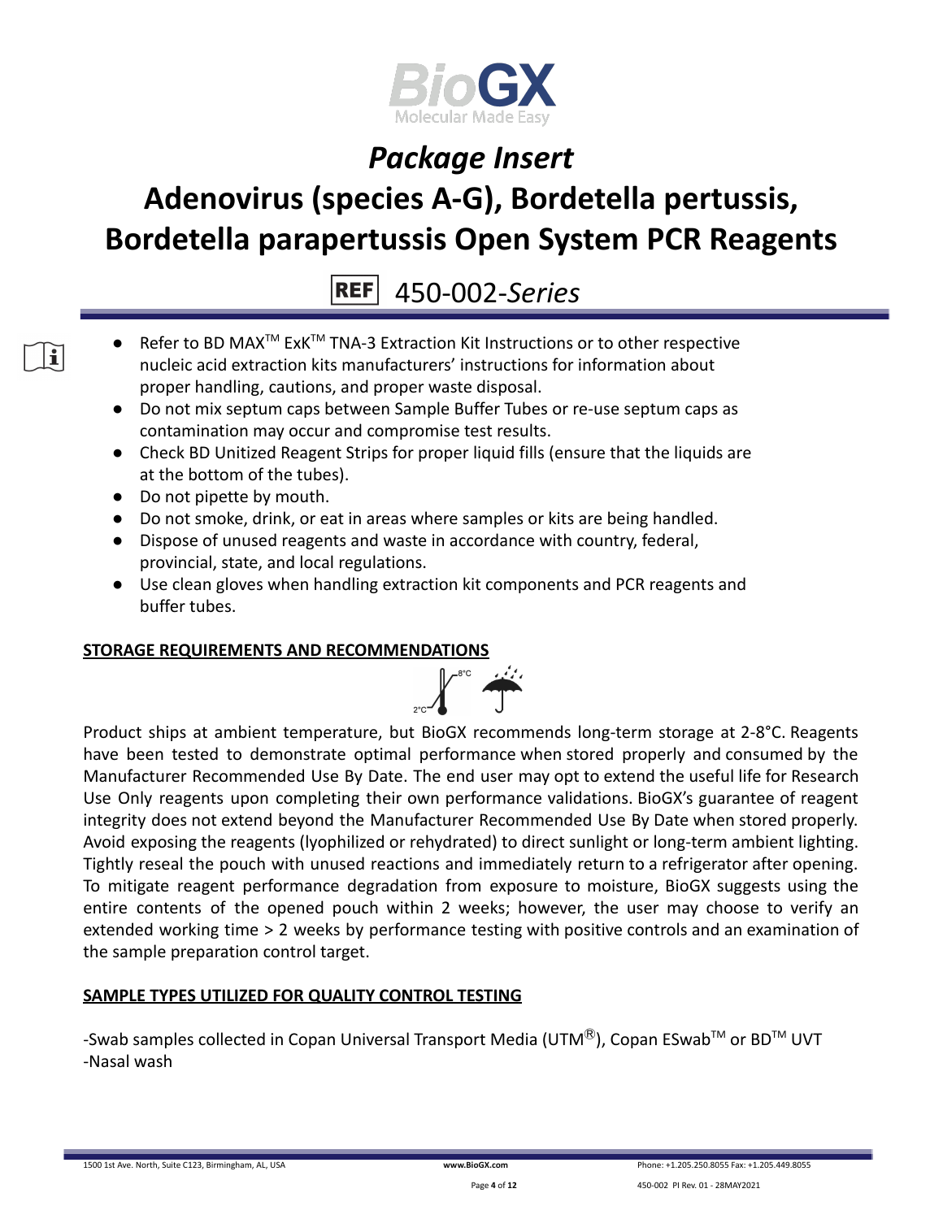- Refer to BD MAX™ ExK™ TNA-3 Extraction Kit Instructions or to other respective nucleic acid extraction kits manufacturers' instructions for information about proper handling, cautions, and proper waste disposal.
- Do not mix septum caps between Sample Buffer Tubes or re-use septum caps as contamination may occur and compromise test results.
- Check BD Unitized Reagent Strips for proper liquid fills (ensure that the liquids are at the bottom of the tubes).
- Do not pipette by mouth.
- Do not smoke, drink, or eat in areas where samples or kits are being handled.
- Dispose of unused reagents and waste in accordance with country, federal, provincial, state, and local regulations.
- Use clean gloves when handling extraction kit components and PCR reagents and buffer tubes.

## STORAGE REQUIREMENTS AND RECOMMENDATIONS

Product ships at ambient temperature, but BioGX recommends long-term storage at 2-8°C. Reagents have been tested to demonstrate optimal performance when stored properly and consumed by the Manufacturer Recommended Use By Date. The end user may opt to extend the useful life for Research Use Only reagents upon completing their own performance validations. BioGX's guarantee of reagent integrity does not extend beyond the Manufacturer Recommended Use By Date when stored properly. Avoid exposing the reagents (lyophilized or rehydrated) to direct sunlight or long-term ambient lighting. Tightly reseal the pouch with unused reactions and immediately return to a refrigerator after opening. To mitigate reagent performance degradation from exposure to moisture, BioGX suggests using the entire contents of the opened pouch within 2 weeks; however, the user may choose to verify an extended working time > 2 weeks by performance testing with positive controls and an examination of the sample preparation control target.

## SAMPLE TYPES UTILIZED FOR QUALITY CONTROL TESTING

-Swab samples collected in Copan Universal Transport Media (UTM®), Copan ESwab™ or BD™ UVT
-Nasal wash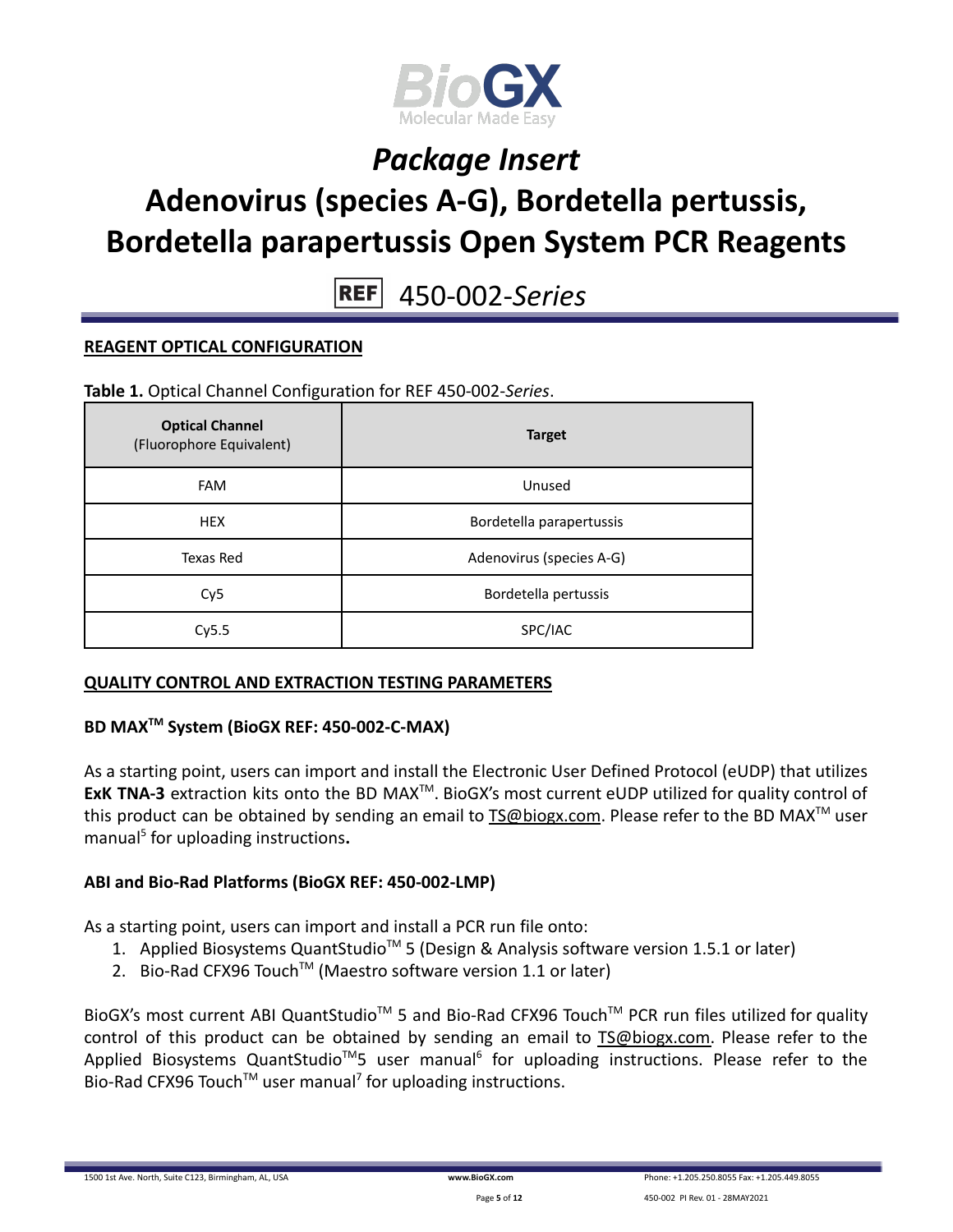# Package Insert

# Adenovirus (species A-G), Bordetella pertussis, Bordetella parapertussis Open System PCR Reagents

REF 450-002-*Series*

## REAGENT OPTICAL CONFIGURATION

**Table 1.** Optical Channel Configuration for REF 450-002-*Series*.

| **Optical Channel** (Fluorophore Equivalent) | **Target** |
|---|---|
| FAM | Unused |
| HEX | Bordetella parapertussis |
| Texas Red | Adenovirus (species A-G) |
| Cy5 | Bordetella pertussis |
| Cy5.5 | SPC/IAC |

## QUALITY CONTROL AND EXTRACTION TESTING PARAMETERS

### BD MAX™ System (BioGX REF: 450-002-C-MAX)

As a starting point, users can import and install the Electronic User Defined Protocol (eUDP) that utilizes **ExK TNA-3** extraction kits onto the BD MAX™. BioGX's most current eUDP utilized for quality control of this product can be obtained by sending an email to TS@biogx.com. Please refer to the BD MAX™ user manual[5] for uploading instructions**.**

### ABI and Bio-Rad Platforms (BioGX REF: 450-002-LMP)

As a starting point, users can import and install a PCR run file onto:

1. Applied Biosystems QuantStudio™ 5 (Design & Analysis software version 1.5.1 or later)
2. Bio-Rad CFX96 Touch™ (Maestro software version 1.1 or later)

BioGX's most current ABI QuantStudio™ 5 and Bio-Rad CFX96 Touch™ PCR run files utilized for quality control of this product can be obtained by sending an email to TS@biogx.com. Please refer to the Applied Biosystems QuantStudio™5 user manual[6] for uploading instructions. Please refer to the Bio-Rad CFX96 Touch™ user manual[7] for uploading instructions.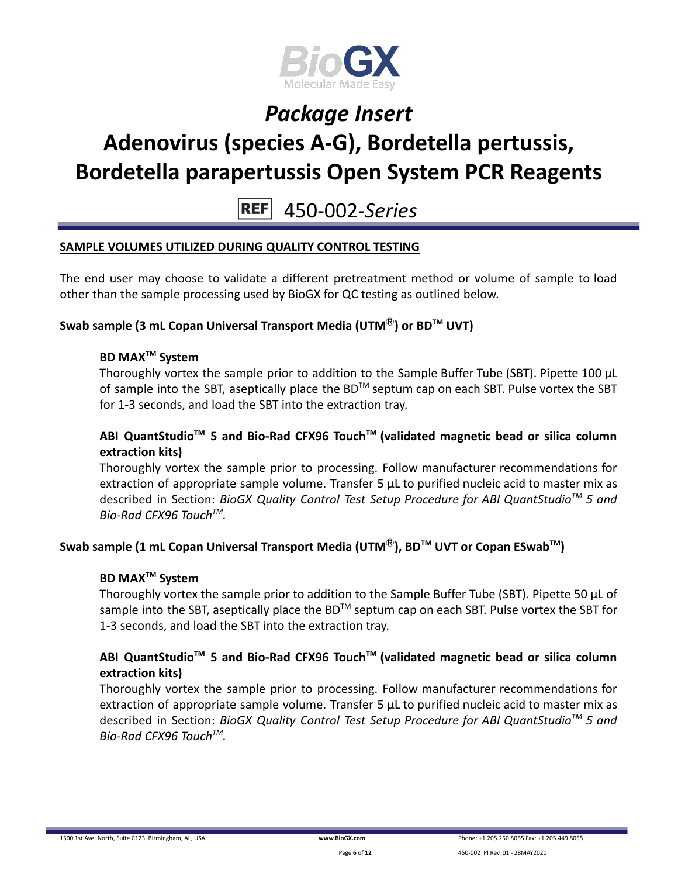## SAMPLE VOLUMES UTILIZED DURING QUALITY CONTROL TESTING

The end user may choose to validate a different pretreatment method or volume of sample to load other than the sample processing used by BioGX for QC testing as outlined below.

### Swab sample (3 mL Copan Universal Transport Media (UTM®) or BD™ UVT)

#### BD MAX™ System

Thoroughly vortex the sample prior to addition to the Sample Buffer Tube (SBT). Pipette 100 µL of sample into the SBT, aseptically place the BD™ septum cap on each SBT. Pulse vortex the SBT for 1-3 seconds, and load the SBT into the extraction tray.

#### ABI QuantStudio™ 5 and Bio-Rad CFX96 Touch™ (validated magnetic bead or silica column extraction kits)

Thoroughly vortex the sample prior to processing. Follow manufacturer recommendations for extraction of appropriate sample volume. Transfer 5 µL to purified nucleic acid to master mix as described in Section: *BioGX Quality Control Test Setup Procedure for ABI QuantStudio™ 5 and Bio-Rad CFX96 Touch™.*

### Swab sample (1 mL Copan Universal Transport Media (UTM®), BD™ UVT or Copan ESwab™)

#### BD MAX™ System

Thoroughly vortex the sample prior to addition to the Sample Buffer Tube (SBT). Pipette 50 µL of sample into the SBT, aseptically place the BD™ septum cap on each SBT. Pulse vortex the SBT for 1-3 seconds, and load the SBT into the extraction tray.

#### ABI QuantStudio™ 5 and Bio-Rad CFX96 Touch™ (validated magnetic bead or silica column extraction kits)

Thoroughly vortex the sample prior to processing. Follow manufacturer recommendations for extraction of appropriate sample volume. Transfer 5 µL to purified nucleic acid to master mix as described in Section: *BioGX Quality Control Test Setup Procedure for ABI QuantStudio™ 5 and Bio-Rad CFX96 Touch™.*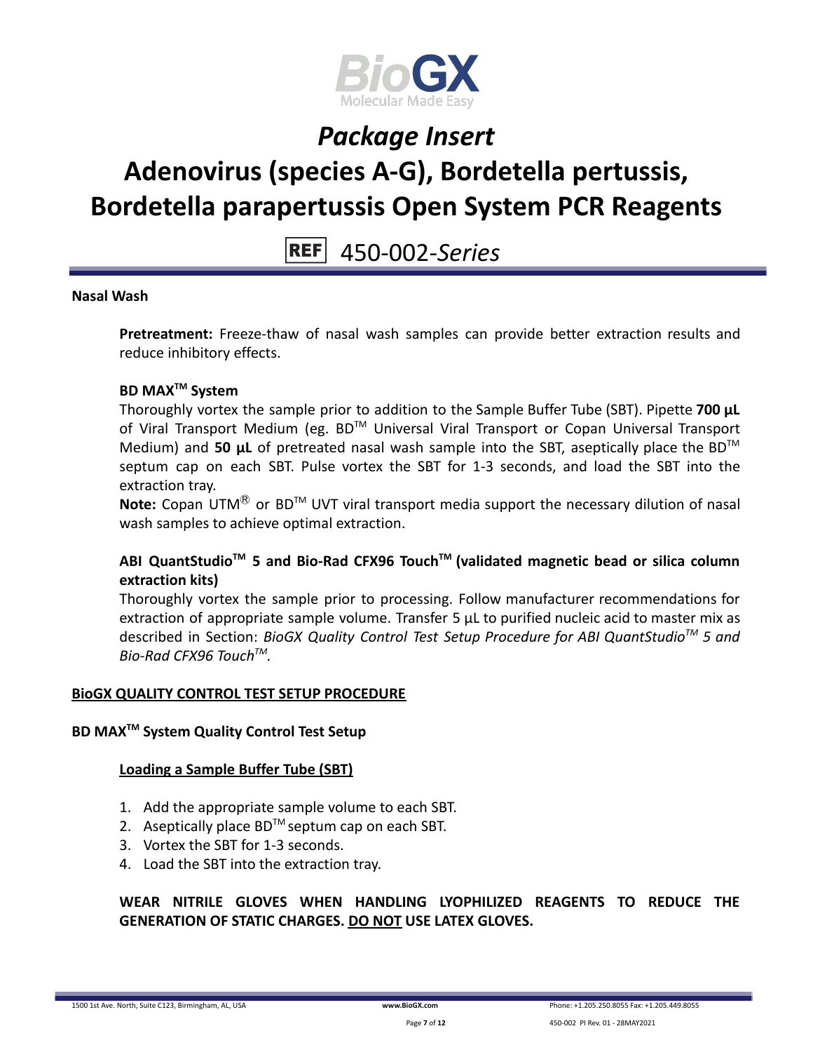**Nasal Wash**

**Pretreatment:** Freeze-thaw of nasal wash samples can provide better extraction results and reduce inhibitory effects.

**BD MAX™ System**

Thoroughly vortex the sample prior to addition to the Sample Buffer Tube (SBT). Pipette **700 µL** of Viral Transport Medium (eg. BD™ Universal Viral Transport or Copan Universal Transport Medium) and **50 µL** of pretreated nasal wash sample into the SBT, aseptically place the BD™ septum cap on each SBT. Pulse vortex the SBT for 1-3 seconds, and load the SBT into the extraction tray.

**Note:** Copan UTM® or BD™ UVT viral transport media support the necessary dilution of nasal wash samples to achieve optimal extraction.

**ABI QuantStudio™ 5 and Bio-Rad CFX96 Touch™ (validated magnetic bead or silica column extraction kits)**

Thoroughly vortex the sample prior to processing. Follow manufacturer recommendations for extraction of appropriate sample volume. Transfer 5 µL to purified nucleic acid to master mix as described in Section: *BioGX Quality Control Test Setup Procedure for ABI QuantStudio™ 5 and Bio-Rad CFX96 Touch™.*

## BioGX QUALITY CONTROL TEST SETUP PROCEDURE

### BD MAX™ System Quality Control Test Setup

#### Loading a Sample Buffer Tube (SBT)

1. Add the appropriate sample volume to each SBT.
2. Aseptically place BD™ septum cap on each SBT.
3. Vortex the SBT for 1-3 seconds.
4. Load the SBT into the extraction tray.

**WEAR NITRILE GLOVES WHEN HANDLING LYOPHILIZED REAGENTS TO REDUCE THE GENERATION OF STATIC CHARGES. DO NOT USE LATEX GLOVES.**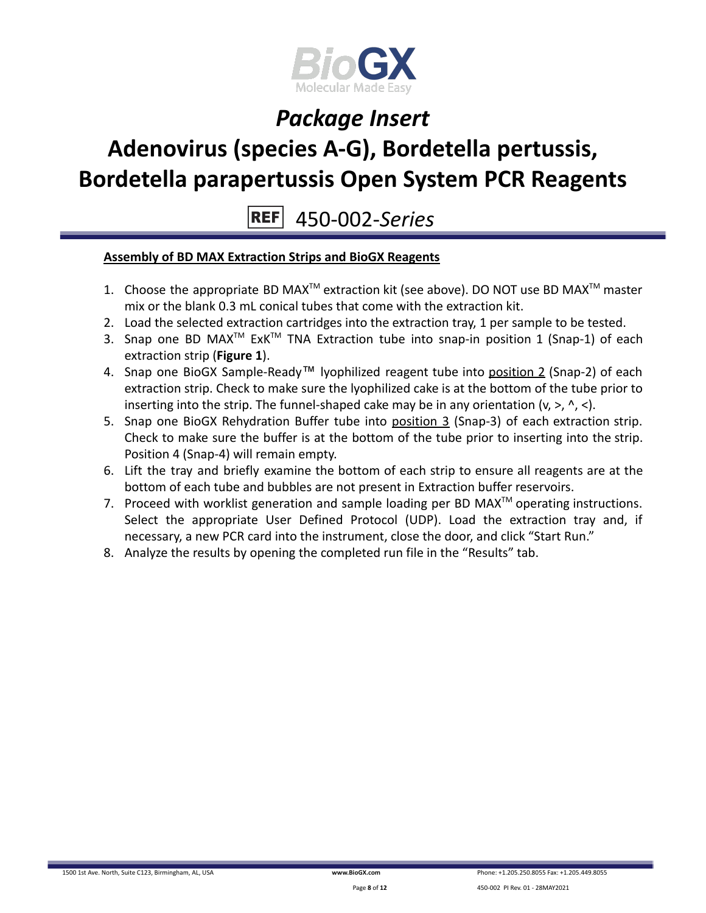## Assembly of BD MAX Extraction Strips and BioGX Reagents

1. Choose the appropriate BD MAX™ extraction kit (see above). DO NOT use BD MAX™ master mix or the blank 0.3 mL conical tubes that come with the extraction kit.
2. Load the selected extraction cartridges into the extraction tray, 1 per sample to be tested.
3. Snap one BD MAX™ ExK™ TNA Extraction tube into snap-in position 1 (Snap-1) of each extraction strip (**Figure 1**).
4. Snap one BioGX Sample-Ready™ lyophilized reagent tube into position 2 (Snap-2) of each extraction strip. Check to make sure the lyophilized cake is at the bottom of the tube prior to inserting into the strip. The funnel-shaped cake may be in any orientation (v, >, ^, <).
5. Snap one BioGX Rehydration Buffer tube into position 3 (Snap-3) of each extraction strip. Check to make sure the buffer is at the bottom of the tube prior to inserting into the strip. Position 4 (Snap-4) will remain empty.
6. Lift the tray and briefly examine the bottom of each strip to ensure all reagents are at the bottom of each tube and bubbles are not present in Extraction buffer reservoirs.
7. Proceed with worklist generation and sample loading per BD MAX™ operating instructions. Select the appropriate User Defined Protocol (UDP). Load the extraction tray and, if necessary, a new PCR card into the instrument, close the door, and click "Start Run."
8. Analyze the results by opening the completed run file in the "Results" tab.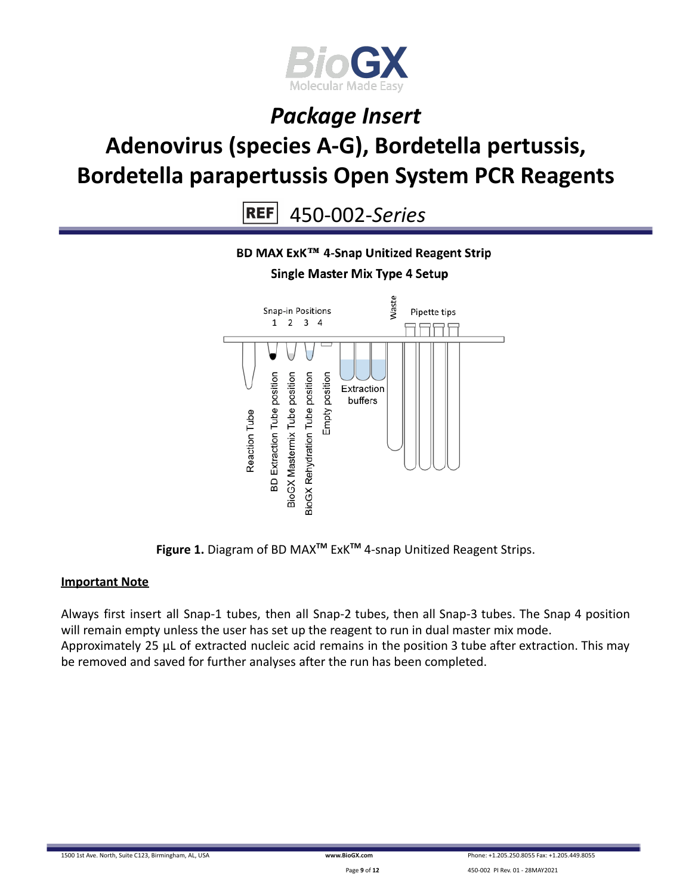*Package Insert*

# Adenovirus (species A-G), Bordetella pertussis, Bordetella parapertussis Open System PCR Reagents

REF 450-002-*Series*

**BD MAX ExK™ 4-Snap Unitized Reagent Strip**

**Single Master Mix Type 4 Setup**

Snap-in Positions 1 2 3 4 | Waste | Pipette tips | Reaction Tube | BD Extraction Tube position | BioGX Mastermix Tube position | BioGX Rehydration Tube position | Empty position | Extraction buffers

**Figure 1.** Diagram of BD MAX™ ExK™ 4-snap Unitized Reagent Strips.

**Important Note**

Always first insert all Snap-1 tubes, then all Snap-2 tubes, then all Snap-3 tubes. The Snap 4 position will remain empty unless the user has set up the reagent to run in dual master mix mode.
Approximately 25 µL of extracted nucleic acid remains in the position 3 tube after extraction. This may be removed and saved for further analyses after the run has been completed.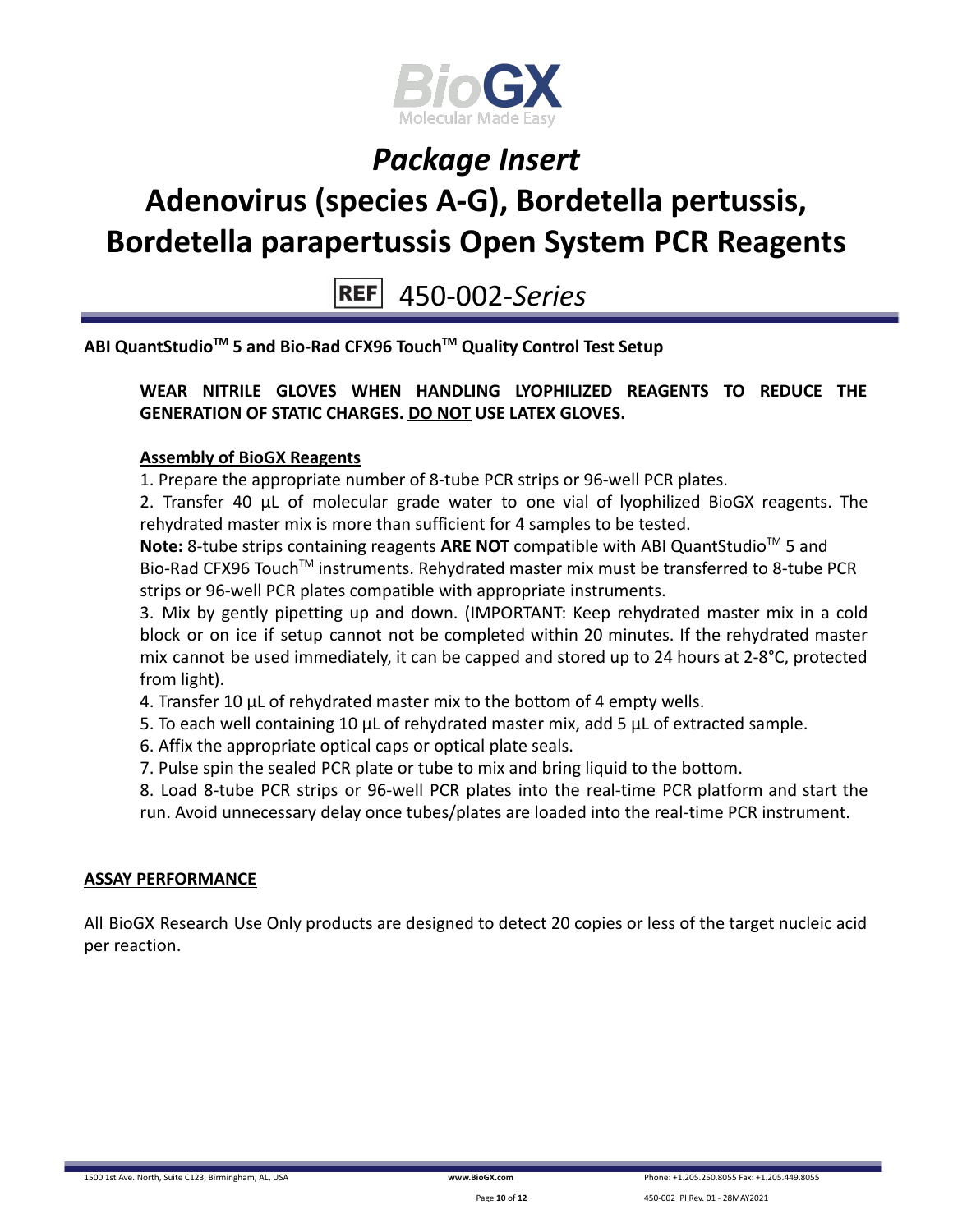# Package Insert

# Adenovirus (species A-G), Bordetella pertussis, Bordetella parapertussis Open System PCR Reagents

REF 450-002-*Series*

**ABI QuantStudio™ 5 and Bio-Rad CFX96 Touch™ Quality Control Test Setup**

**WEAR NITRILE GLOVES WHEN HANDLING LYOPHILIZED REAGENTS TO REDUCE THE GENERATION OF STATIC CHARGES. DO NOT USE LATEX GLOVES.**

**Assembly of BioGX Reagents**

1. Prepare the appropriate number of 8-tube PCR strips or 96-well PCR plates.
2. Transfer 40 µL of molecular grade water to one vial of lyophilized BioGX reagents. The rehydrated master mix is more than sufficient for 4 samples to be tested.

**Note:** 8-tube strips containing reagents **ARE NOT** compatible with ABI QuantStudio™ 5 and Bio-Rad CFX96 Touch™ instruments. Rehydrated master mix must be transferred to 8-tube PCR strips or 96-well PCR plates compatible with appropriate instruments.

3. Mix by gently pipetting up and down. (IMPORTANT: Keep rehydrated master mix in a cold block or on ice if setup cannot not be completed within 20 minutes. If the rehydrated master mix cannot be used immediately, it can be capped and stored up to 24 hours at 2-8°C, protected from light).
4. Transfer 10 µL of rehydrated master mix to the bottom of 4 empty wells.
5. To each well containing 10 µL of rehydrated master mix, add 5 µL of extracted sample.
6. Affix the appropriate optical caps or optical plate seals.
7. Pulse spin the sealed PCR plate or tube to mix and bring liquid to the bottom.
8. Load 8-tube PCR strips or 96-well PCR plates into the real-time PCR platform and start the run. Avoid unnecessary delay once tubes/plates are loaded into the real-time PCR instrument.

**ASSAY PERFORMANCE**

All BioGX Research Use Only products are designed to detect 20 copies or less of the target nucleic acid per reaction.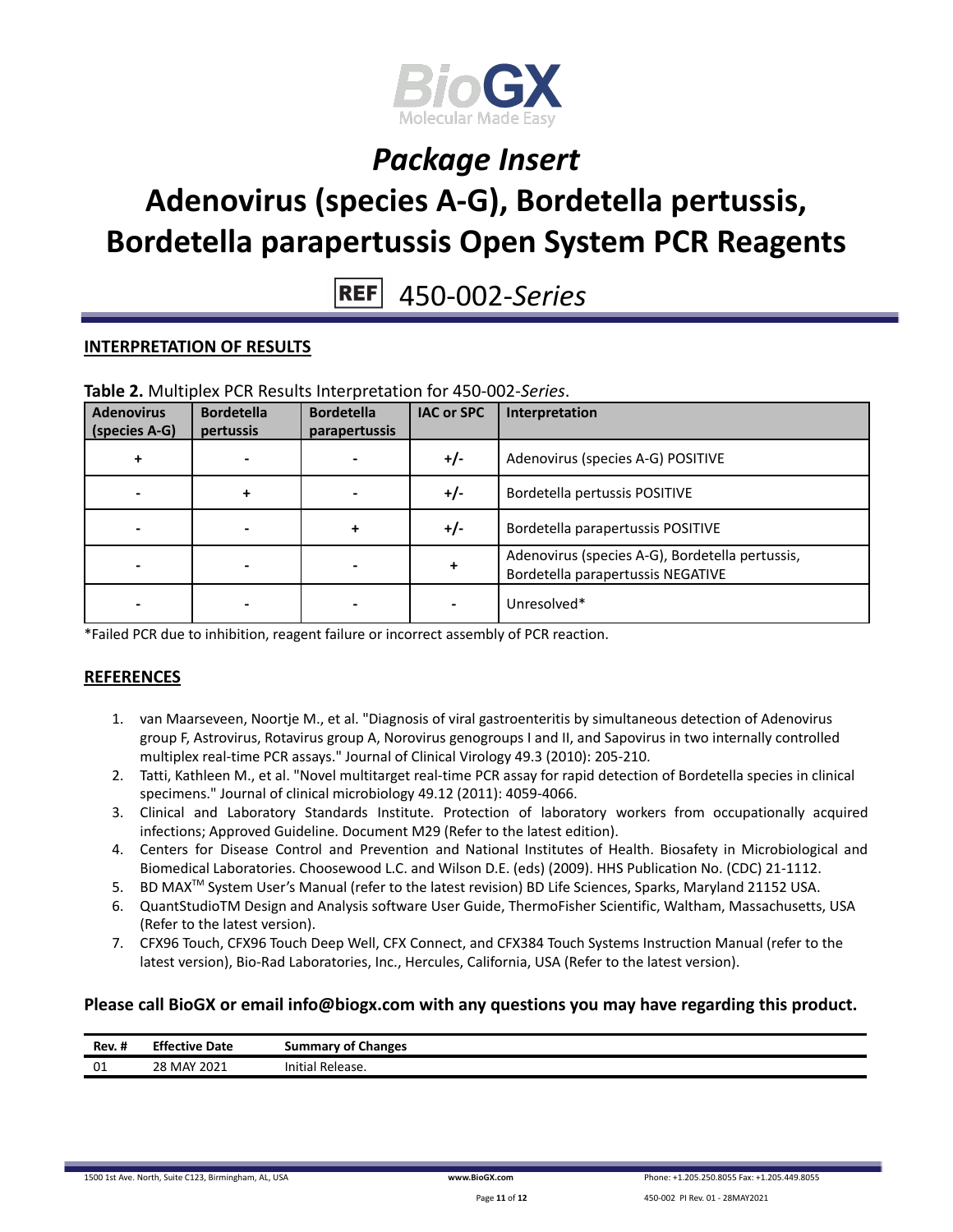# *Package Insert*

# Adenovirus (species A-G), Bordetella pertussis, Bordetella parapertussis Open System PCR Reagents

**REF** 450-002-*Series*

## INTERPRETATION OF RESULTS

**Table 2.** Multiplex PCR Results Interpretation for 450-002-*Series*.

| Adenovirus (species A-G) | Bordetella pertussis | Bordetella parapertussis | IAC or SPC | Interpretation |
|---|---|---|---|---|
| + | - | - | +/- | Adenovirus (species A-G) POSITIVE |
| - | + | - | +/- | Bordetella pertussis POSITIVE |
| - | - | + | +/- | Bordetella parapertussis POSITIVE |
| - | - | - | + | Adenovirus (species A-G), Bordetella pertussis, Bordetella parapertussis NEGATIVE |
| - | - | - | - | Unresolved* |

*Failed PCR due to inhibition, reagent failure or incorrect assembly of PCR reaction.

## REFERENCES

1. van Maarseveen, Noortje M., et al. "Diagnosis of viral gastroenteritis by simultaneous detection of Adenovirus group F, Astrovirus, Rotavirus group A, Norovirus genogroups I and II, and Sapovirus in two internally controlled multiplex real-time PCR assays." Journal of Clinical Virology 49.3 (2010): 205-210.
2. Tatti, Kathleen M., et al. "Novel multitarget real-time PCR assay for rapid detection of Bordetella species in clinical specimens." Journal of clinical microbiology 49.12 (2011): 4059-4066.
3. Clinical and Laboratory Standards Institute. Protection of laboratory workers from occupationally acquired infections; Approved Guideline. Document M29 (Refer to the latest edition).
4. Centers for Disease Control and Prevention and National Institutes of Health. Biosafety in Microbiological and Biomedical Laboratories. Choosewood L.C. and Wilson D.E. (eds) (2009). HHS Publication No. (CDC) 21-1112.
5. BD MAX™ System User's Manual (refer to the latest revision) BD Life Sciences, Sparks, Maryland 21152 USA.
6. QuantStudioTM Design and Analysis software User Guide, ThermoFisher Scientific, Waltham, Massachusetts, USA (Refer to the latest version).
7. CFX96 Touch, CFX96 Touch Deep Well, CFX Connect, and CFX384 Touch Systems Instruction Manual (refer to the latest version), Bio-Rad Laboratories, Inc., Hercules, California, USA (Refer to the latest version).

**Please call BioGX or email info@biogx.com with any questions you may have regarding this product.**

| Rev. # | Effective Date | Summary of Changes |
|---|---|---|
| 01 | 28 MAY 2021 | Initial Release. |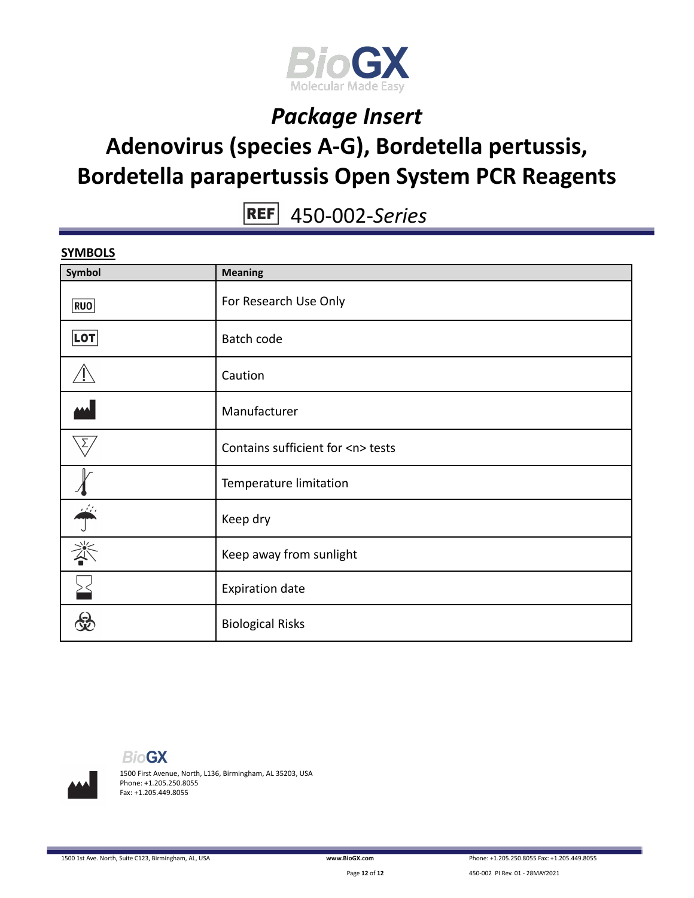BioGX
Molecular Made Easy

# *Package Insert*

# Adenovirus (species A-G), Bordetella pertussis, Bordetella parapertussis Open System PCR Reagents

REF 450-002-*Series*

## SYMBOLS

| Symbol | Meaning |
|---|---|
| RUO | For Research Use Only |
| LOT | Batch code |
| | Caution |
| | Manufacturer |
| | Contains sufficient for <n> tests |
| | Temperature limitation |
| | Keep dry |
| | Keep away from sunlight |
| | Expiration date |
| | Biological Risks |

BioGX
1500 First Avenue, North, L136, Birmingham, AL 35203, USA
Phone: +1.205.250.8055
Fax: +1.205.449.8055

1500 1st Ave. North, Suite C123, Birmingham, AL, USA
www.BioGX.com
Phone: +1.205.250.8055 Fax: +1.205.449.8055
450-002 PI Rev. 01 - 28MAY2021